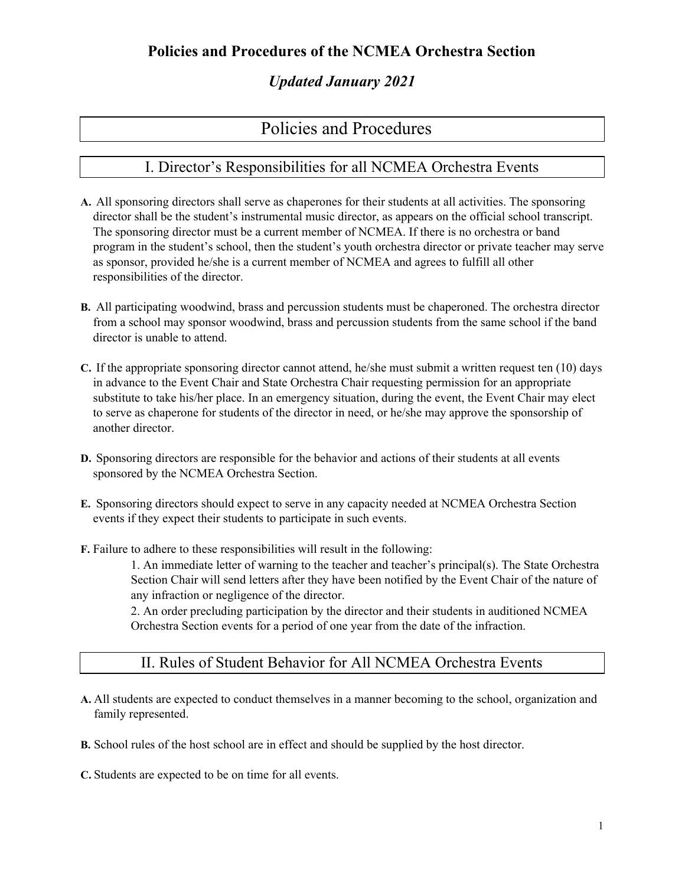# Policies and Procedures of the NCMEA Orchestra Section

## *Updated January 2021*

## Policies and Procedures

### I. Director's Responsibilities for all NCMEA Orchestra Events

**A.** All sponsoring directors shall serve as chaperones for their students at all activities. The sponsoring director shall be the student's instrumental music director, as appears on the official school transcript. The sponsoring director must be a current member of NCMEA. If there is no orchestra or band program in the student's school, then the student's youth orchestra director or private teacher may serve as sponsor, provided he/she is a current member of NCMEA and agrees to fulfill all other responsibilities of the director.

**B.** All participating woodwind, brass and percussion students must be chaperoned. The orchestra director from a school may sponsor woodwind, brass and percussion students from the same school if the band director is unable to attend.

**C.** If the appropriate sponsoring director cannot attend, he/she must submit a written request ten (10) days in advance to the Event Chair and State Orchestra Chair requesting permission for an appropriate substitute to take his/her place. In an emergency situation, during the event, the Event Chair may elect to serve as chaperone for students of the director in need, or he/she may approve the sponsorship of another director.

**D.** Sponsoring directors are responsible for the behavior and actions of their students at all events sponsored by the NCMEA Orchestra Section.

**E.** Sponsoring directors should expect to serve in any capacity needed at NCMEA Orchestra Section events if they expect their students to participate in such events.

**F.** Failure to adhere to these responsibilities will result in the following:

1. An immediate letter of warning to the teacher and teacher's principal(s). The State Orchestra Section Chair will send letters after they have been notified by the Event Chair of the nature of any infraction or negligence of the director.
2. An order precluding participation by the director and their students in auditioned NCMEA Orchestra Section events for a period of one year from the date of the infraction.

### II. Rules of Student Behavior for All NCMEA Orchestra Events

**A.** All students are expected to conduct themselves in a manner becoming to the school, organization and family represented.

**B.** School rules of the host school are in effect and should be supplied by the host director.

**C.** Students are expected to be on time for all events.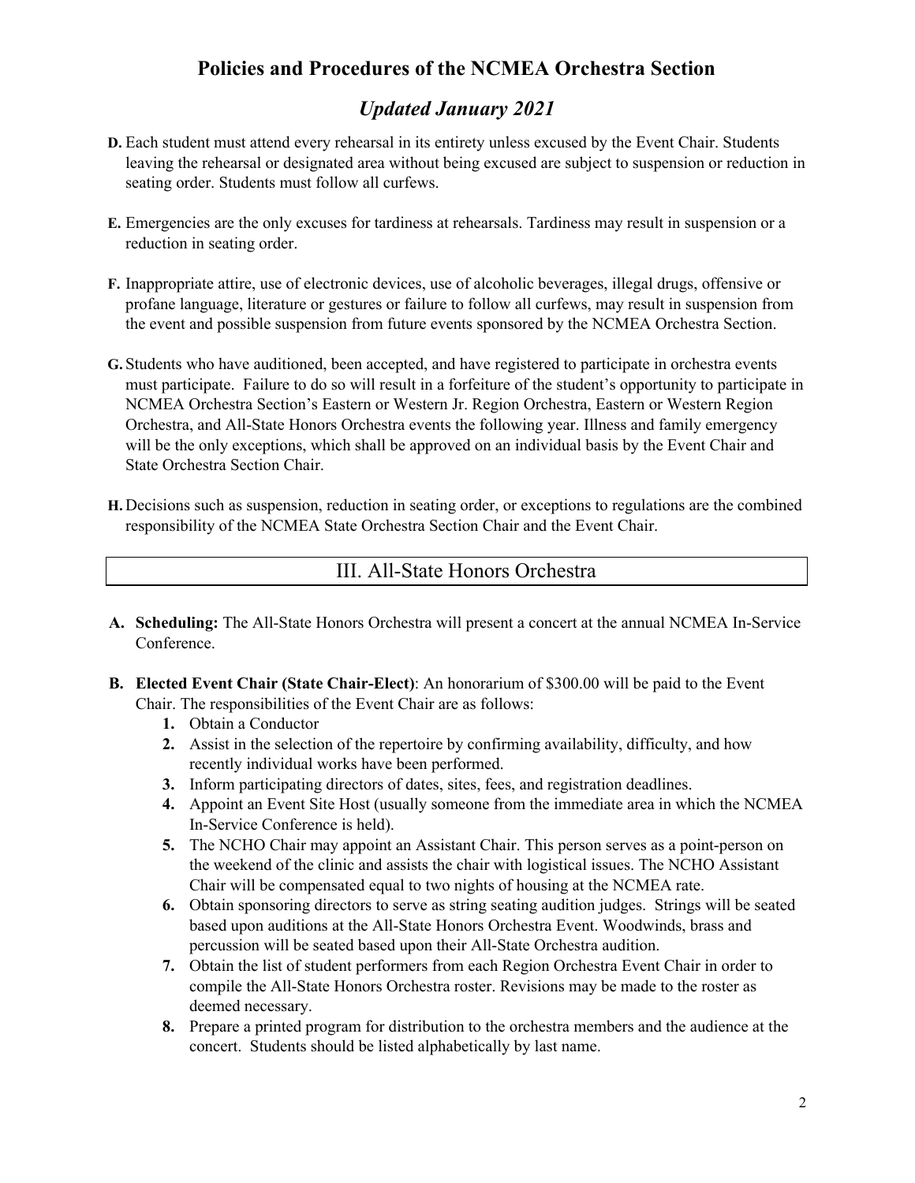**D.** Each student must attend every rehearsal in its entirety unless excused by the Event Chair. Students leaving the rehearsal or designated area without being excused are subject to suspension or reduction in seating order. Students must follow all curfews.

**E.** Emergencies are the only excuses for tardiness at rehearsals. Tardiness may result in suspension or a reduction in seating order.

**F.** Inappropriate attire, use of electronic devices, use of alcoholic beverages, illegal drugs, offensive or profane language, literature or gestures or failure to follow all curfews, may result in suspension from the event and possible suspension from future events sponsored by the NCMEA Orchestra Section.

**G.** Students who have auditioned, been accepted, and have registered to participate in orchestra events must participate. Failure to do so will result in a forfeiture of the student's opportunity to participate in NCMEA Orchestra Section's Eastern or Western Jr. Region Orchestra, Eastern or Western Region Orchestra, and All-State Honors Orchestra events the following year. Illness and family emergency will be the only exceptions, which shall be approved on an individual basis by the Event Chair and State Orchestra Section Chair.

**H.** Decisions such as suspension, reduction in seating order, or exceptions to regulations are the combined responsibility of the NCMEA State Orchestra Section Chair and the Event Chair.

## III. All-State Honors Orchestra

**A. Scheduling:** The All-State Honors Orchestra will present a concert at the annual NCMEA In-Service Conference.

**B. Elected Event Chair (State Chair-Elect)**: An honorarium of $300.00 will be paid to the Event Chair. The responsibilities of the Event Chair are as follows:

1. Obtain a Conductor
2. Assist in the selection of the repertoire by confirming availability, difficulty, and how recently individual works have been performed.
3. Inform participating directors of dates, sites, fees, and registration deadlines.
4. Appoint an Event Site Host (usually someone from the immediate area in which the NCMEA In-Service Conference is held).
5. The NCHO Chair may appoint an Assistant Chair. This person serves as a point-person on the weekend of the clinic and assists the chair with logistical issues. The NCHO Assistant Chair will be compensated equal to two nights of housing at the NCMEA rate.
6. Obtain sponsoring directors to serve as string seating audition judges. Strings will be seated based upon auditions at the All-State Honors Orchestra Event. Woodwinds, brass and percussion will be seated based upon their All-State Orchestra audition.
7. Obtain the list of student performers from each Region Orchestra Event Chair in order to compile the All-State Honors Orchestra roster. Revisions may be made to the roster as deemed necessary.
8. Prepare a printed program for distribution to the orchestra members and the audience at the concert. Students should be listed alphabetically by last name.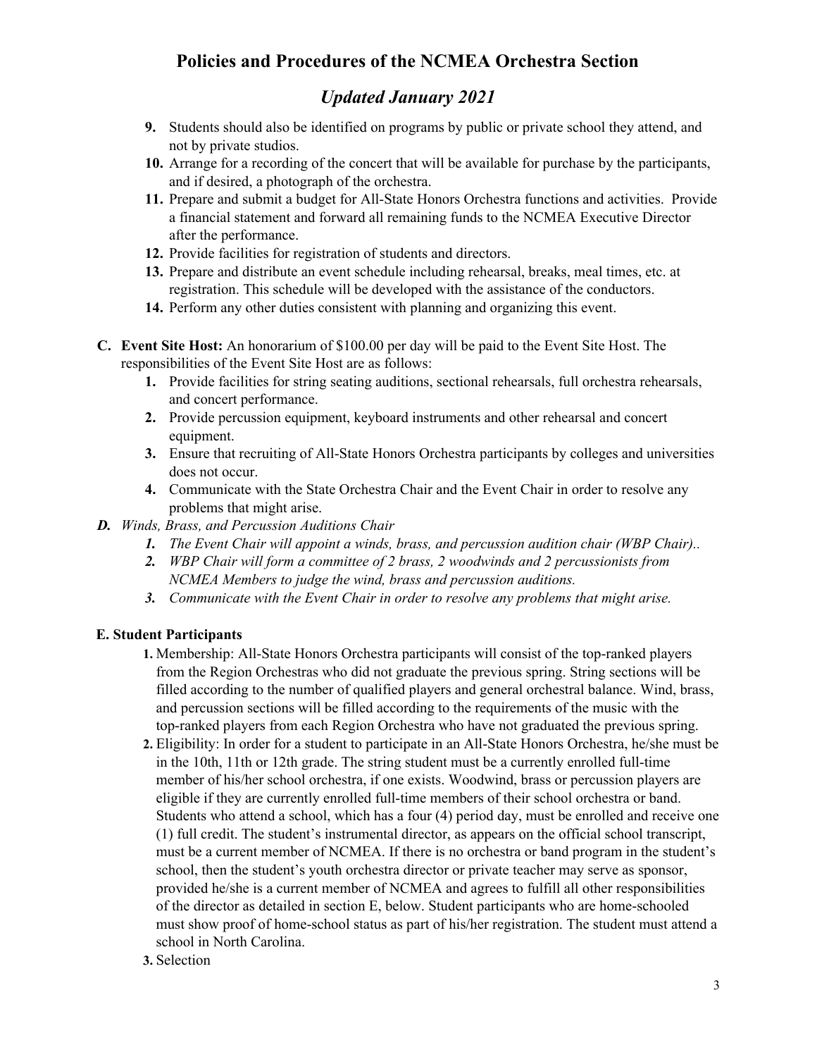9. Students should also be identified on programs by public or private school they attend, and not by private studios.
10. Arrange for a recording of the concert that will be available for purchase by the participants, and if desired, a photograph of the orchestra.
11. Prepare and submit a budget for All-State Honors Orchestra functions and activities. Provide a financial statement and forward all remaining funds to the NCMEA Executive Director after the performance.
12. Provide facilities for registration of students and directors.
13. Prepare and distribute an event schedule including rehearsal, breaks, meal times, etc. at registration. This schedule will be developed with the assistance of the conductors.
14. Perform any other duties consistent with planning and organizing this event.

**C. Event Site Host:** An honorarium of $100.00 per day will be paid to the Event Site Host. The responsibilities of the Event Site Host are as follows:

1. Provide facilities for string seating auditions, sectional rehearsals, full orchestra rehearsals, and concert performance.
2. Provide percussion equipment, keyboard instruments and other rehearsal and concert equipment.
3. Ensure that recruiting of All-State Honors Orchestra participants by colleges and universities does not occur.
4. Communicate with the State Orchestra Chair and the Event Chair in order to resolve any problems that might arise.

***D.*** *Winds, Brass, and Percussion Auditions Chair*

1. *The Event Chair will appoint a winds, brass, and percussion audition chair (WBP Chair)..*
2. *WBP Chair will form a committee of 2 brass, 2 woodwinds and 2 percussionists from NCMEA Members to judge the wind, brass and percussion auditions.*
3. *Communicate with the Event Chair in order to resolve any problems that might arise.*

**E. Student Participants**

1. Membership: All-State Honors Orchestra participants will consist of the top-ranked players from the Region Orchestras who did not graduate the previous spring. String sections will be filled according to the number of qualified players and general orchestral balance. Wind, brass, and percussion sections will be filled according to the requirements of the music with the top-ranked players from each Region Orchestra who have not graduated the previous spring.
2. Eligibility: In order for a student to participate in an All-State Honors Orchestra, he/she must be in the 10th, 11th or 12th grade. The string student must be a currently enrolled full-time member of his/her school orchestra, if one exists. Woodwind, brass or percussion players are eligible if they are currently enrolled full-time members of their school orchestra or band. Students who attend a school, which has a four (4) period day, must be enrolled and receive one (1) full credit. The student's instrumental director, as appears on the official school transcript, must be a current member of NCMEA. If there is no orchestra or band program in the student's school, then the student's youth orchestra director or private teacher may serve as sponsor, provided he/she is a current member of NCMEA and agrees to fulfill all other responsibilities of the director as detailed in section E, below. Student participants who are home-schooled must show proof of home-school status as part of his/her registration. The student must attend a school in North Carolina.
3. Selection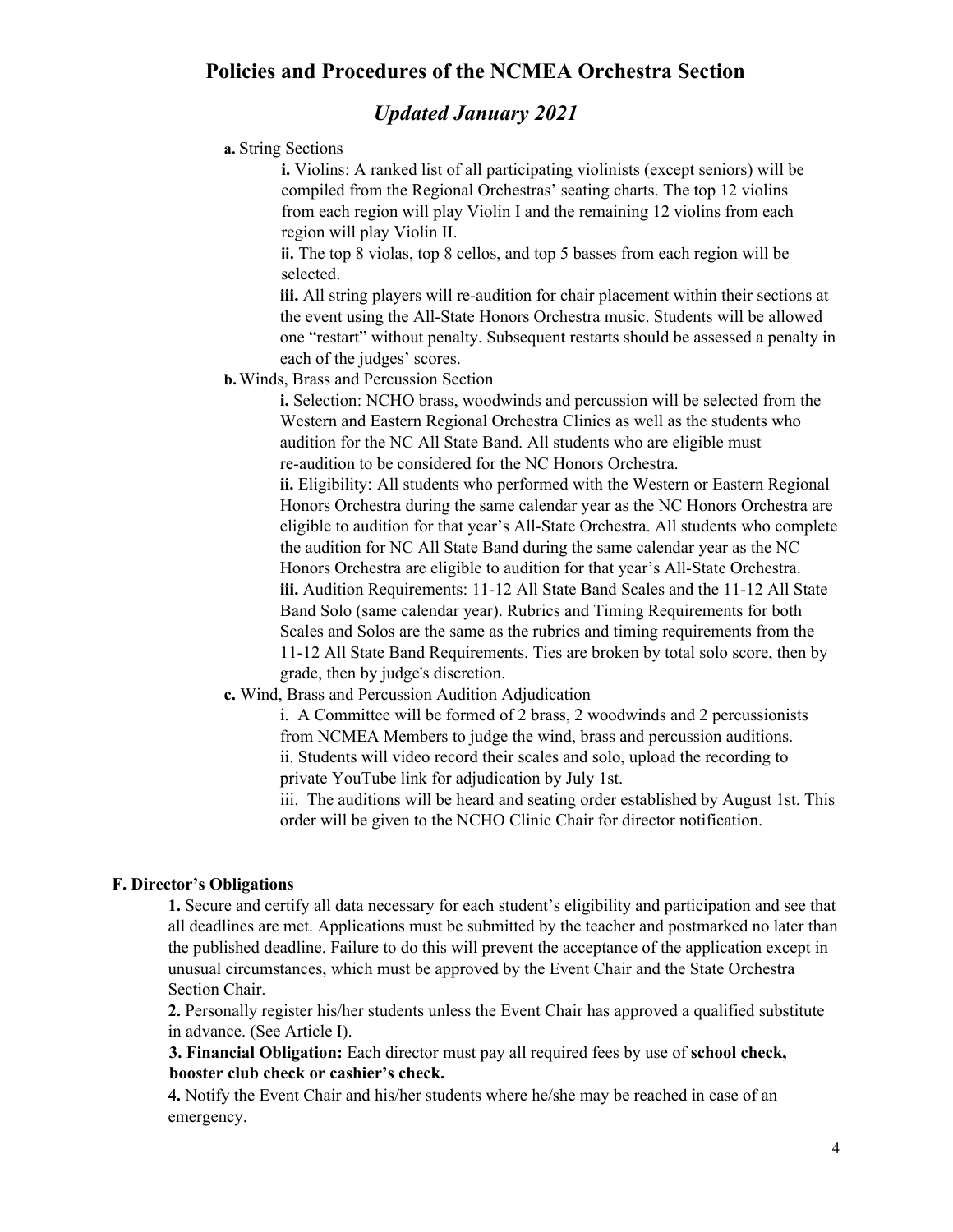# Policies and Procedures of the NCMEA Orchestra Section

## *Updated January 2021*

**a.** String Sections

**i.** Violins: A ranked list of all participating violinists (except seniors) will be compiled from the Regional Orchestras' seating charts. The top 12 violins from each region will play Violin I and the remaining 12 violins from each region will play Violin II.

**ii.** The top 8 violas, top 8 cellos, and top 5 basses from each region will be selected.

**iii.** All string players will re-audition for chair placement within their sections at the event using the All-State Honors Orchestra music. Students will be allowed one "restart" without penalty. Subsequent restarts should be assessed a penalty in each of the judges' scores.

**b.** Winds, Brass and Percussion Section

**i.** Selection: NCHO brass, woodwinds and percussion will be selected from the Western and Eastern Regional Orchestra Clinics as well as the students who audition for the NC All State Band. All students who are eligible must re-audition to be considered for the NC Honors Orchestra.

**ii.** Eligibility: All students who performed with the Western or Eastern Regional Honors Orchestra during the same calendar year as the NC Honors Orchestra are eligible to audition for that year's All-State Orchestra. All students who complete the audition for NC All State Band during the same calendar year as the NC Honors Orchestra are eligible to audition for that year's All-State Orchestra.

**iii.** Audition Requirements: 11-12 All State Band Scales and the 11-12 All State Band Solo (same calendar year). Rubrics and Timing Requirements for both Scales and Solos are the same as the rubrics and timing requirements from the 11-12 All State Band Requirements. Ties are broken by total solo score, then by grade, then by judge's discretion.

**c.** Wind, Brass and Percussion Audition Adjudication

i. A Committee will be formed of 2 brass, 2 woodwinds and 2 percussionists from NCMEA Members to judge the wind, brass and percussion auditions.

ii. Students will video record their scales and solo, upload the recording to private YouTube link for adjudication by July 1st.

iii. The auditions will be heard and seating order established by August 1st. This order will be given to the NCHO Clinic Chair for director notification.

### F. Director's Obligations

**1.** Secure and certify all data necessary for each student's eligibility and participation and see that all deadlines are met. Applications must be submitted by the teacher and postmarked no later than the published deadline. Failure to do this will prevent the acceptance of the application except in unusual circumstances, which must be approved by the Event Chair and the State Orchestra Section Chair.

**2.** Personally register his/her students unless the Event Chair has approved a qualified substitute in advance. (See Article I).

**3. Financial Obligation:** Each director must pay all required fees by use of **school check, booster club check or cashier's check.**

**4.** Notify the Event Chair and his/her students where he/she may be reached in case of an emergency.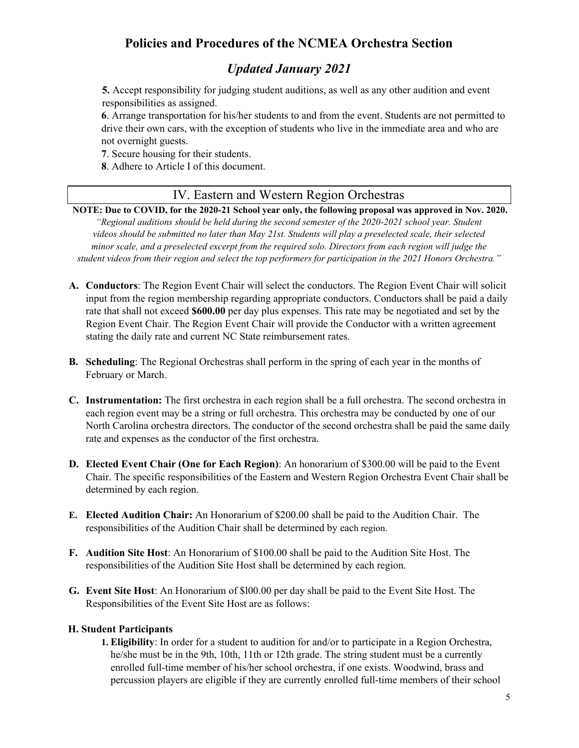**5.** Accept responsibility for judging student auditions, as well as any other audition and event responsibilities as assigned.

**6**. Arrange transportation for his/her students to and from the event. Students are not permitted to drive their own cars, with the exception of students who live in the immediate area and who are not overnight guests.

**7**. Secure housing for their students.

**8**. Adhere to Article I of this document.

## IV. Eastern and Western Region Orchestras

**NOTE: Due to COVID, for the 2020-21 School year only, the following proposal was approved in Nov. 2020.**

*"Regional auditions should be held during the second semester of the 2020-2021 school year. Student videos should be submitted no later than May 21st. Students will play a preselected scale, their selected minor scale, and a preselected excerpt from the required solo. Directors from each region will judge the student videos from their region and select the top performers for participation in the 2021 Honors Orchestra."*

**A. Conductors**: The Region Event Chair will select the conductors. The Region Event Chair will solicit input from the region membership regarding appropriate conductors. Conductors shall be paid a daily rate that shall not exceed **$600.00** per day plus expenses. This rate may be negotiated and set by the Region Event Chair. The Region Event Chair will provide the Conductor with a written agreement stating the daily rate and current NC State reimbursement rates.

**B. Scheduling**: The Regional Orchestras shall perform in the spring of each year in the months of February or March.

**C. Instrumentation:** The first orchestra in each region shall be a full orchestra. The second orchestra in each region event may be a string or full orchestra. This orchestra may be conducted by one of our North Carolina orchestra directors. The conductor of the second orchestra shall be paid the same daily rate and expenses as the conductor of the first orchestra.

**D. Elected Event Chair (One for Each Region)**: An honorarium of $300.00 will be paid to the Event Chair. The specific responsibilities of the Eastern and Western Region Orchestra Event Chair shall be determined by each region.

**E. Elected Audition Chair:** An Honorarium of $200.00 shall be paid to the Audition Chair. The responsibilities of the Audition Chair shall be determined by each region.

**F. Audition Site Host**: An Honorarium of $100.00 shall be paid to the Audition Site Host. The responsibilities of the Audition Site Host shall be determined by each region.

**G. Event Site Host**: An Honorarium of $l00.00 per day shall be paid to the Event Site Host. The Responsibilities of the Event Site Host are as follows:

**H. Student Participants**

**1. Eligibility**: In order for a student to audition for and/or to participate in a Region Orchestra, he/she must be in the 9th, 10th, 11th or 12th grade. The string student must be a currently enrolled full-time member of his/her school orchestra, if one exists. Woodwind, brass and percussion players are eligible if they are currently enrolled full-time members of their school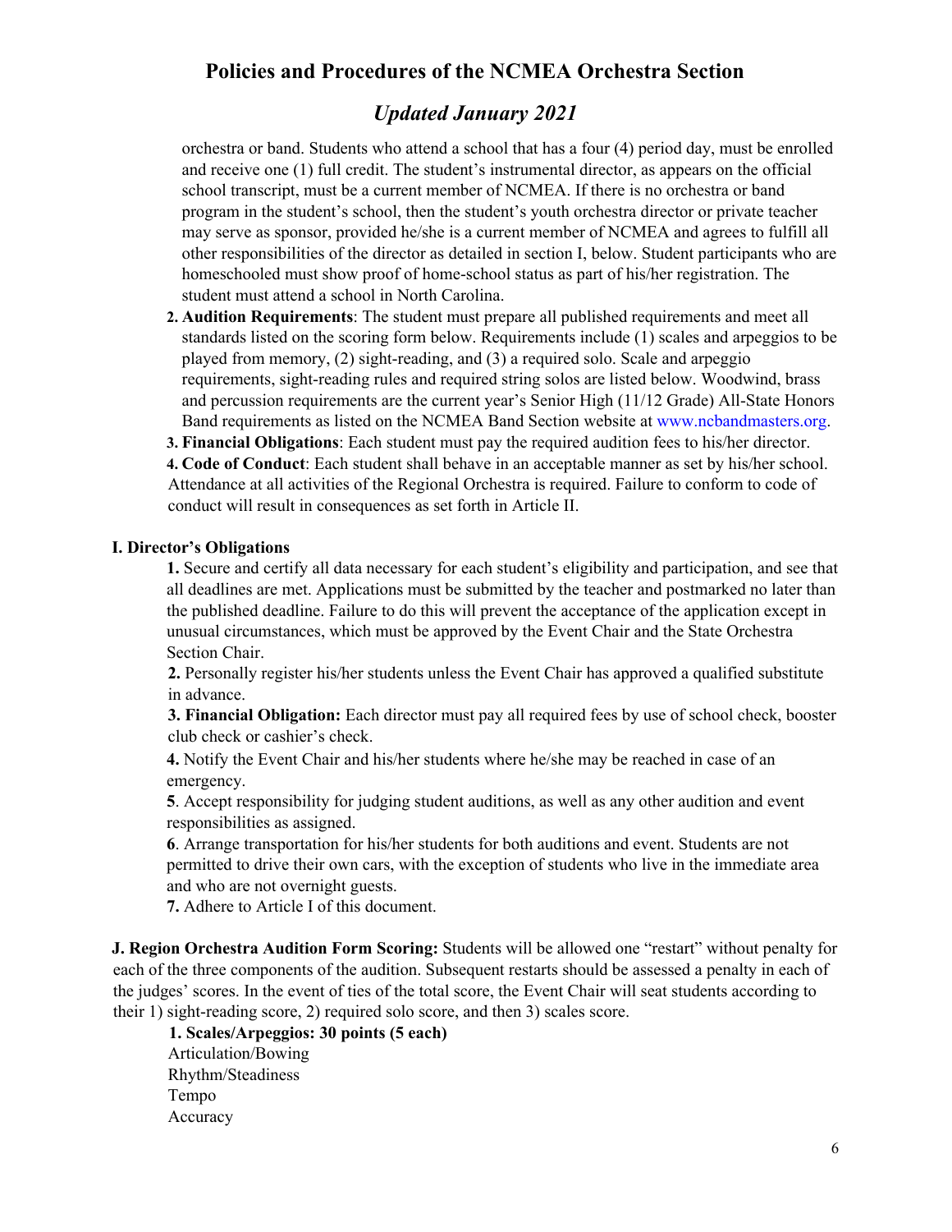orchestra or band. Students who attend a school that has a four (4) period day, must be enrolled and receive one (1) full credit. The student's instrumental director, as appears on the official school transcript, must be a current member of NCMEA. If there is no orchestra or band program in the student's school, then the student's youth orchestra director or private teacher may serve as sponsor, provided he/she is a current member of NCMEA and agrees to fulfill all other responsibilities of the director as detailed in section I, below. Student participants who are homeschooled must show proof of home-school status as part of his/her registration. The student must attend a school in North Carolina.

2. **Audition Requirements**: The student must prepare all published requirements and meet all standards listed on the scoring form below. Requirements include (1) scales and arpeggios to be played from memory, (2) sight-reading, and (3) a required solo. Scale and arpeggio requirements, sight-reading rules and required string solos are listed below. Woodwind, brass and percussion requirements are the current year's Senior High (11/12 Grade) All-State Honors Band requirements as listed on the NCMEA Band Section website at www.ncbandmasters.org.
3. **Financial Obligations**: Each student must pay the required audition fees to his/her director.
4. **Code of Conduct**: Each student shall behave in an acceptable manner as set by his/her school. Attendance at all activities of the Regional Orchestra is required. Failure to conform to code of conduct will result in consequences as set forth in Article II.

**I. Director's Obligations**

**1.** Secure and certify all data necessary for each student's eligibility and participation, and see that all deadlines are met. Applications must be submitted by the teacher and postmarked no later than the published deadline. Failure to do this will prevent the acceptance of the application except in unusual circumstances, which must be approved by the Event Chair and the State Orchestra Section Chair.

**2.** Personally register his/her students unless the Event Chair has approved a qualified substitute in advance.

**3. Financial Obligation:** Each director must pay all required fees by use of school check, booster club check or cashier's check.

**4.** Notify the Event Chair and his/her students where he/she may be reached in case of an emergency.

**5**. Accept responsibility for judging student auditions, as well as any other audition and event responsibilities as assigned.

**6**. Arrange transportation for his/her students for both auditions and event. Students are not permitted to drive their own cars, with the exception of students who live in the immediate area and who are not overnight guests.

**7.** Adhere to Article I of this document.

**J. Region Orchestra Audition Form Scoring:** Students will be allowed one "restart" without penalty for each of the three components of the audition. Subsequent restarts should be assessed a penalty in each of the judges' scores. In the event of ties of the total score, the Event Chair will seat students according to their 1) sight-reading score, 2) required solo score, and then 3) scales score.

**1. Scales/Arpeggios: 30 points (5 each)**

Articulation/Bowing
Rhythm/Steadiness
Tempo
Accuracy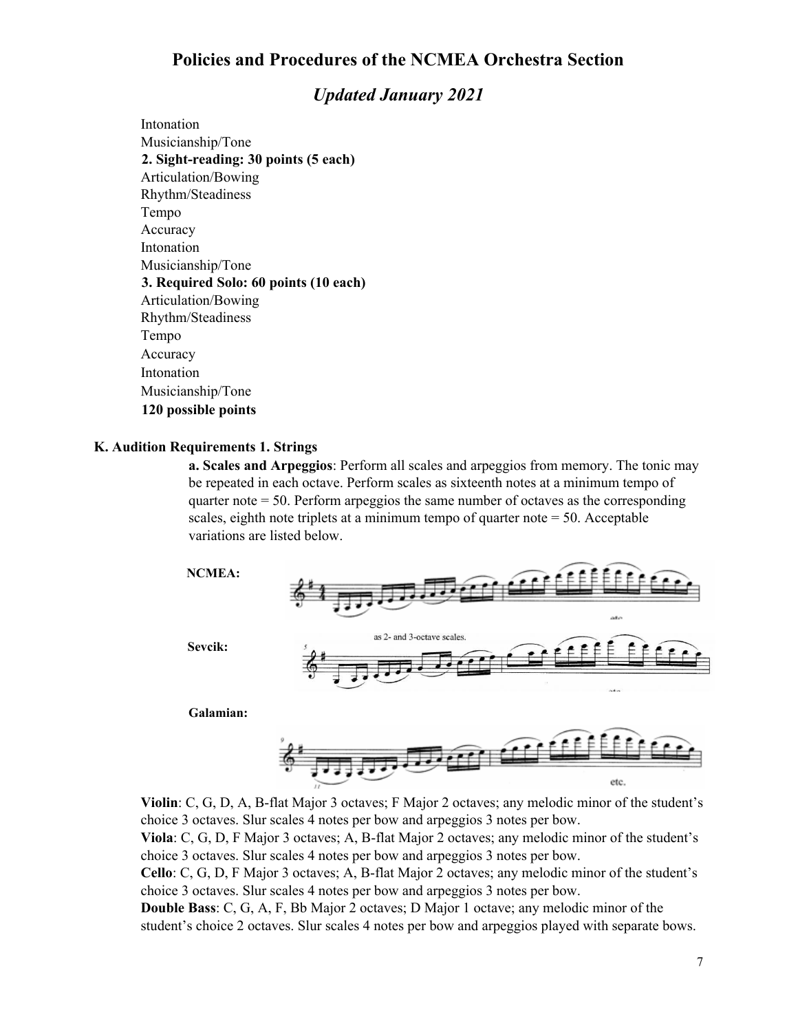# Policies and Procedures of the NCMEA Orchestra Section

## *Updated January 2021*

Intonation
Musicianship/Tone

**2. Sight-reading: 30 points (5 each)**

Articulation/Bowing
Rhythm/Steadiness
Tempo
Accuracy
Intonation
Musicianship/Tone

**3. Required Solo: 60 points (10 each)**

Articulation/Bowing
Rhythm/Steadiness
Tempo
Accuracy
Intonation
Musicianship/Tone

**120 possible points**

**K. Audition Requirements 1. Strings**

**a. Scales and Arpeggios**: Perform all scales and arpeggios from memory. The tonic may be repeated in each octave. Perform scales as sixteenth notes at a minimum tempo of quarter note = 50. Perform arpeggios the same number of octaves as the corresponding scales, eighth note triplets at a minimum tempo of quarter note = 50. Acceptable variations are listed below.

**NCMEA:**

**Sevcik:**

**Galamian:**

**Violin**: C, G, D, A, B-flat Major 3 octaves; F Major 2 octaves; any melodic minor of the student's choice 3 octaves. Slur scales 4 notes per bow and arpeggios 3 notes per bow.

**Viola**: C, G, D, F Major 3 octaves; A, B-flat Major 2 octaves; any melodic minor of the student's choice 3 octaves. Slur scales 4 notes per bow and arpeggios 3 notes per bow.

**Cello**: C, G, D, F Major 3 octaves; A, B-flat Major 2 octaves; any melodic minor of the student's choice 3 octaves. Slur scales 4 notes per bow and arpeggios 3 notes per bow.

**Double Bass**: C, G, A, F, Bb Major 2 octaves; D Major 1 octave; any melodic minor of the student's choice 2 octaves. Slur scales 4 notes per bow and arpeggios played with separate bows.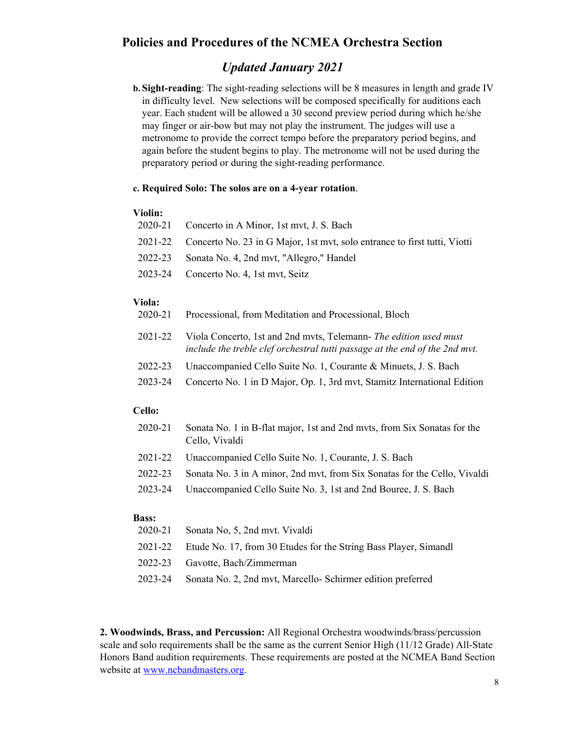**b. Sight-reading**: The sight-reading selections will be 8 measures in length and grade IV in difficulty level. New selections will be composed specifically for auditions each year. Each student will be allowed a 30 second preview period during which he/she may finger or air-bow but may not play the instrument. The judges will use a metronome to provide the correct tempo before the preparatory period begins, and again before the student begins to play. The metronome will not be used during the preparatory period or during the sight-reading performance.

**c. Required Solo: The solos are on a 4-year rotation**.

**Violin:**

| | |
|---|---|
| 2020-21 | Concerto in A Minor, 1st mvt, J. S. Bach |
| 2021-22 | Concerto No. 23 in G Major, 1st mvt, solo entrance to first tutti, Viotti |
| 2022-23 | Sonata No. 4, 2nd mvt, "Allegro," Handel |
| 2023-24 | Concerto No. 4, 1st mvt, Seitz |

**Viola:**

| | |
|---|---|
| 2020-21 | Processional, from Meditation and Processional, Bloch |
| 2021-22 | Viola Concerto, 1st and 2nd mvts, Telemann- *The edition used must include the treble clef orchestral tutti passage at the end of the 2nd mvt.* |
| 2022-23 | Unaccompanied Cello Suite No. 1, Courante & Minuets, J. S. Bach |
| 2023-24 | Concerto No. 1 in D Major, Op. 1, 3rd mvt, Stamitz International Edition |

**Cello:**

| | |
|---|---|
| 2020-21 | Sonata No. 1 in B-flat major, 1st and 2nd mvts, from Six Sonatas for the Cello, Vivaldi |
| 2021-22 | Unaccompanied Cello Suite No. 1, Courante, J. S. Bach |
| 2022-23 | Sonata No. 3 in A minor, 2nd mvt, from Six Sonatas for the Cello, Vivaldi |
| 2023-24 | Unaccompanied Cello Suite No. 3, 1st and 2nd Bouree, J. S. Bach |

**Bass:**

| | |
|---|---|
| 2020-21 | Sonata No, 5, 2nd mvt. Vivaldi |
| 2021-22 | Etude No. 17, from 30 Etudes for the String Bass Player, Simandl |
| 2022-23 | Gavotte, Bach/Zimmerman |
| 2023-24 | Sonata No. 2, 2nd mvt, Marcello- Schirmer edition preferred |

**2. Woodwinds, Brass, and Percussion:** All Regional Orchestra woodwinds/brass/percussion scale and solo requirements shall be the same as the current Senior High (11/12 Grade) All-State Honors Band audition requirements. These requirements are posted at the NCMEA Band Section website at www.ncbandmasters.org.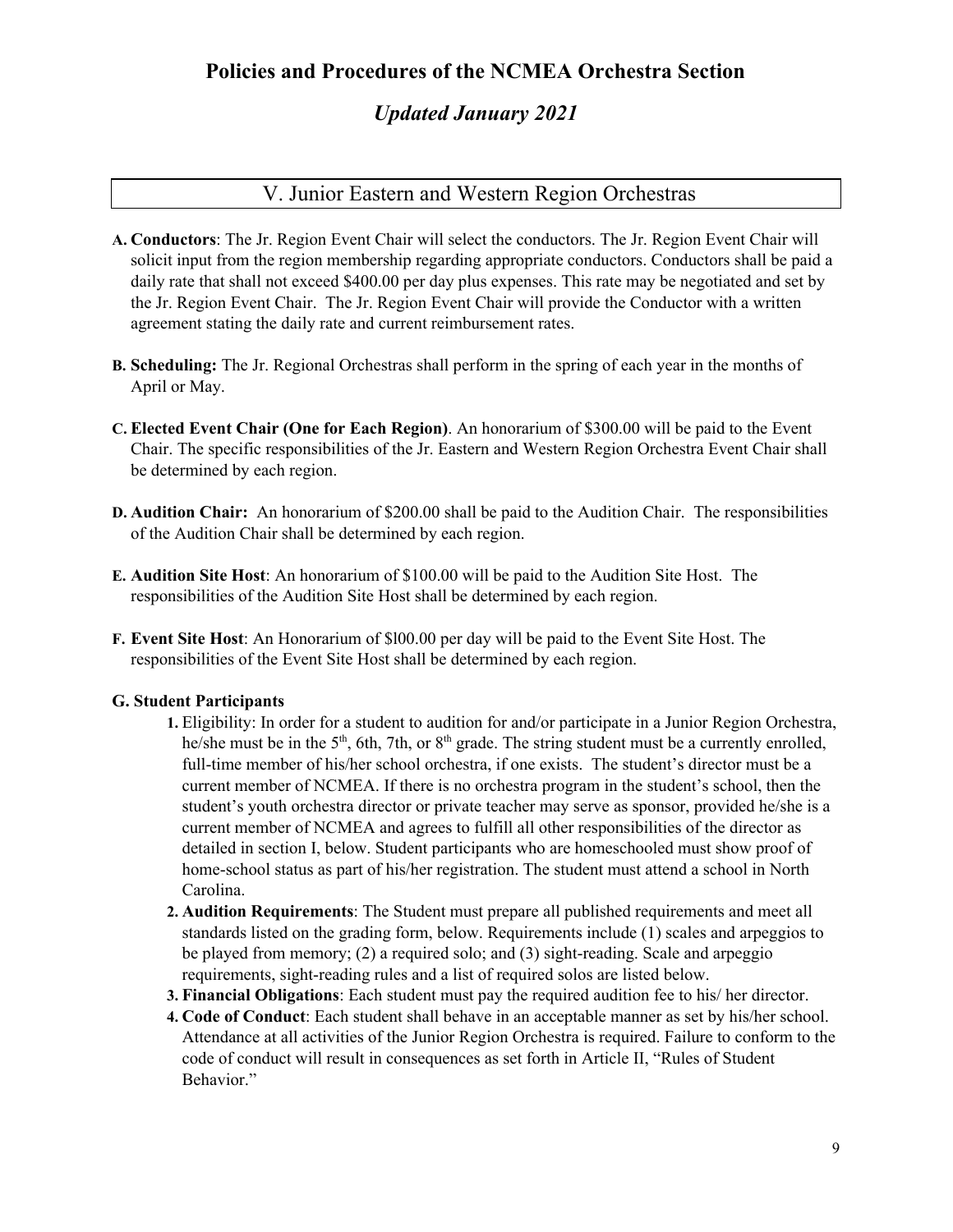# Policies and Procedures of the NCMEA Orchestra Section

## *Updated January 2021*

## V. Junior Eastern and Western Region Orchestras

**A. Conductors**: The Jr. Region Event Chair will select the conductors. The Jr. Region Event Chair will solicit input from the region membership regarding appropriate conductors. Conductors shall be paid a daily rate that shall not exceed $400.00 per day plus expenses. This rate may be negotiated and set by the Jr. Region Event Chair. The Jr. Region Event Chair will provide the Conductor with a written agreement stating the daily rate and current reimbursement rates.

**B. Scheduling:** The Jr. Regional Orchestras shall perform in the spring of each year in the months of April or May.

**C. Elected Event Chair (One for Each Region)**. An honorarium of $300.00 will be paid to the Event Chair. The specific responsibilities of the Jr. Eastern and Western Region Orchestra Event Chair shall be determined by each region.

**D. Audition Chair:** An honorarium of $200.00 shall be paid to the Audition Chair. The responsibilities of the Audition Chair shall be determined by each region.

**E. Audition Site Host**: An honorarium of $100.00 will be paid to the Audition Site Host. The responsibilities of the Audition Site Host shall be determined by each region.

**F. Event Site Host**: An Honorarium of $l00.00 per day will be paid to the Event Site Host. The responsibilities of the Event Site Host shall be determined by each region.

**G. Student Participants**

1. Eligibility: In order for a student to audition for and/or participate in a Junior Region Orchestra, he/she must be in the 5th, 6th, 7th, or 8th grade. The string student must be a currently enrolled, full-time member of his/her school orchestra, if one exists. The student's director must be a current member of NCMEA. If there is no orchestra program in the student's school, then the student's youth orchestra director or private teacher may serve as sponsor, provided he/she is a current member of NCMEA and agrees to fulfill all other responsibilities of the director as detailed in section I, below. Student participants who are homeschooled must show proof of home-school status as part of his/her registration. The student must attend a school in North Carolina.
2. **Audition Requirements**: The Student must prepare all published requirements and meet all standards listed on the grading form, below. Requirements include (1) scales and arpeggios to be played from memory; (2) a required solo; and (3) sight-reading. Scale and arpeggio requirements, sight-reading rules and a list of required solos are listed below.
3. **Financial Obligations**: Each student must pay the required audition fee to his/ her director.
4. **Code of Conduct**: Each student shall behave in an acceptable manner as set by his/her school. Attendance at all activities of the Junior Region Orchestra is required. Failure to conform to the code of conduct will result in consequences as set forth in Article II, "Rules of Student Behavior."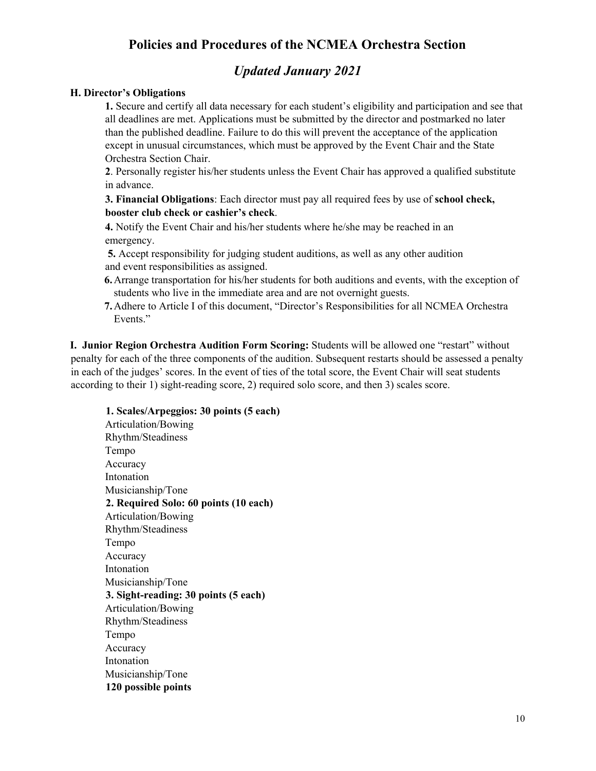# Policies and Procedures of the NCMEA Orchestra Section

## *Updated January 2021*

### H. Director's Obligations

**1.** Secure and certify all data necessary for each student's eligibility and participation and see that all deadlines are met. Applications must be submitted by the director and postmarked no later than the published deadline. Failure to do this will prevent the acceptance of the application except in unusual circumstances, which must be approved by the Event Chair and the State Orchestra Section Chair.

**2**. Personally register his/her students unless the Event Chair has approved a qualified substitute in advance.

**3. Financial Obligations**: Each director must pay all required fees by use of **school check, booster club check or cashier's check**.

**4.** Notify the Event Chair and his/her students where he/she may be reached in an emergency.

**5.** Accept responsibility for judging student auditions, as well as any other audition and event responsibilities as assigned.

**6.** Arrange transportation for his/her students for both auditions and events, with the exception of students who live in the immediate area and are not overnight guests.

**7.** Adhere to Article I of this document, "Director's Responsibilities for all NCMEA Orchestra Events."

**I. Junior Region Orchestra Audition Form Scoring:** Students will be allowed one "restart" without penalty for each of the three components of the audition. Subsequent restarts should be assessed a penalty in each of the judges' scores. In the event of ties of the total score, the Event Chair will seat students according to their 1) sight-reading score, 2) required solo score, and then 3) scales score.

**1. Scales/Arpeggios: 30 points (5 each)**
Articulation/Bowing
Rhythm/Steadiness
Tempo
Accuracy
Intonation
Musicianship/Tone

**2. Required Solo: 60 points (10 each)**
Articulation/Bowing
Rhythm/Steadiness
Tempo
Accuracy
Intonation
Musicianship/Tone

**3. Sight-reading: 30 points (5 each)**
Articulation/Bowing
Rhythm/Steadiness
Tempo
Accuracy
Intonation
Musicianship/Tone

**120 possible points**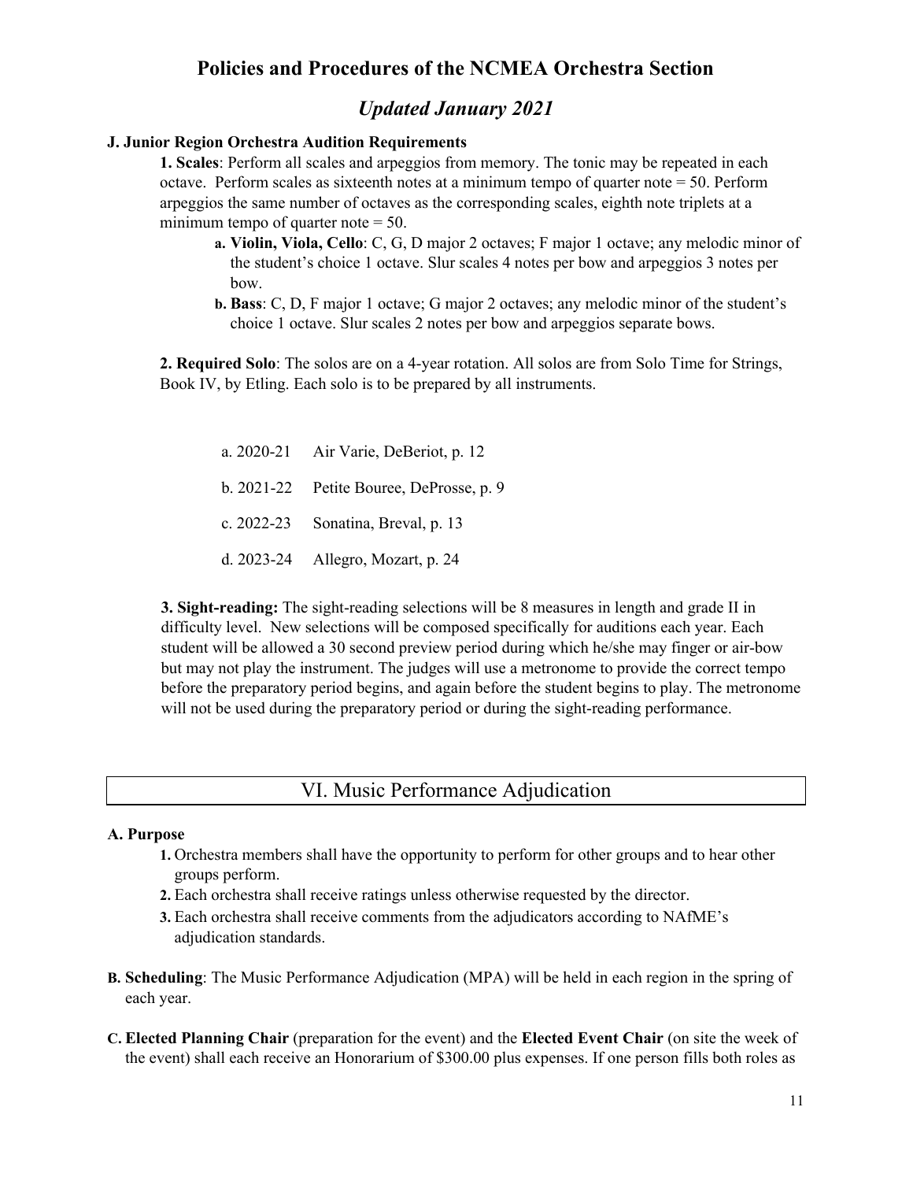## Policies and Procedures of the NCMEA Orchestra Section

### *Updated January 2021*

**J. Junior Region Orchestra Audition Requirements**

**1. Scales**: Perform all scales and arpeggios from memory. The tonic may be repeated in each octave. Perform scales as sixteenth notes at a minimum tempo of quarter note = 50. Perform arpeggios the same number of octaves as the corresponding scales, eighth note triplets at a minimum tempo of quarter note = 50.

- **a. Violin, Viola, Cello**: C, G, D major 2 octaves; F major 1 octave; any melodic minor of the student's choice 1 octave. Slur scales 4 notes per bow and arpeggios 3 notes per bow.
- **b. Bass**: C, D, F major 1 octave; G major 2 octaves; any melodic minor of the student's choice 1 octave. Slur scales 2 notes per bow and arpeggios separate bows.

**2. Required Solo**: The solos are on a 4-year rotation. All solos are from Solo Time for Strings, Book IV, by Etling. Each solo is to be prepared by all instruments.

- a. 2020-21 Air Varie, DeBeriot, p. 12
- b. 2021-22 Petite Bouree, DeProsse, p. 9
- c. 2022-23 Sonatina, Breval, p. 13
- d. 2023-24 Allegro, Mozart, p. 24

**3. Sight-reading:** The sight-reading selections will be 8 measures in length and grade II in difficulty level. New selections will be composed specifically for auditions each year. Each student will be allowed a 30 second preview period during which he/she may finger or air-bow but may not play the instrument. The judges will use a metronome to provide the correct tempo before the preparatory period begins, and again before the student begins to play. The metronome will not be used during the preparatory period or during the sight-reading performance.

## VI. Music Performance Adjudication

**A. Purpose**

1. Orchestra members shall have the opportunity to perform for other groups and to hear other groups perform.
2. Each orchestra shall receive ratings unless otherwise requested by the director.
3. Each orchestra shall receive comments from the adjudicators according to NAfME's adjudication standards.

**B. Scheduling**: The Music Performance Adjudication (MPA) will be held in each region in the spring of each year.

**C. Elected Planning Chair** (preparation for the event) and the **Elected Event Chair** (on site the week of the event) shall each receive an Honorarium of $300.00 plus expenses. If one person fills both roles as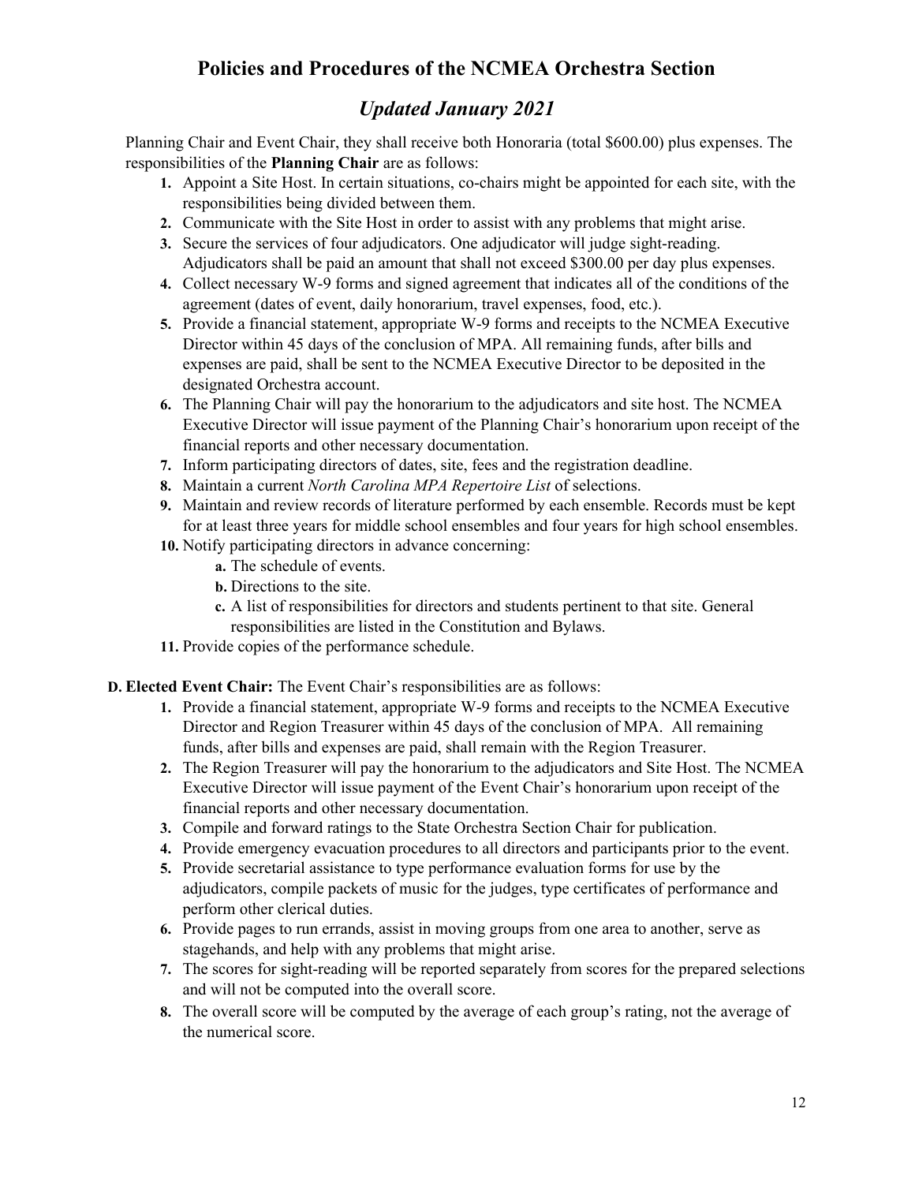Planning Chair and Event Chair, they shall receive both Honoraria (total $600.00) plus expenses. The responsibilities of the **Planning Chair** are as follows:

1. Appoint a Site Host. In certain situations, co-chairs might be appointed for each site, with the responsibilities being divided between them.
2. Communicate with the Site Host in order to assist with any problems that might arise.
3. Secure the services of four adjudicators. One adjudicator will judge sight-reading. Adjudicators shall be paid an amount that shall not exceed $300.00 per day plus expenses.
4. Collect necessary W-9 forms and signed agreement that indicates all of the conditions of the agreement (dates of event, daily honorarium, travel expenses, food, etc.).
5. Provide a financial statement, appropriate W-9 forms and receipts to the NCMEA Executive Director within 45 days of the conclusion of MPA. All remaining funds, after bills and expenses are paid, shall be sent to the NCMEA Executive Director to be deposited in the designated Orchestra account.
6. The Planning Chair will pay the honorarium to the adjudicators and site host. The NCMEA Executive Director will issue payment of the Planning Chair's honorarium upon receipt of the financial reports and other necessary documentation.
7. Inform participating directors of dates, site, fees and the registration deadline.
8. Maintain a current *North Carolina MPA Repertoire List* of selections.
9. Maintain and review records of literature performed by each ensemble. Records must be kept for at least three years for middle school ensembles and four years for high school ensembles.
10. Notify participating directors in advance concerning:
    - **a.** The schedule of events.
    - **b.** Directions to the site.
    - **c.** A list of responsibilities for directors and students pertinent to that site. General responsibilities are listed in the Constitution and Bylaws.
11. Provide copies of the performance schedule.

**D. Elected Event Chair:** The Event Chair's responsibilities are as follows:

1. Provide a financial statement, appropriate W-9 forms and receipts to the NCMEA Executive Director and Region Treasurer within 45 days of the conclusion of MPA. All remaining funds, after bills and expenses are paid, shall remain with the Region Treasurer.
2. The Region Treasurer will pay the honorarium to the adjudicators and Site Host. The NCMEA Executive Director will issue payment of the Event Chair's honorarium upon receipt of the financial reports and other necessary documentation.
3. Compile and forward ratings to the State Orchestra Section Chair for publication.
4. Provide emergency evacuation procedures to all directors and participants prior to the event.
5. Provide secretarial assistance to type performance evaluation forms for use by the adjudicators, compile packets of music for the judges, type certificates of performance and perform other clerical duties.
6. Provide pages to run errands, assist in moving groups from one area to another, serve as stagehands, and help with any problems that might arise.
7. The scores for sight-reading will be reported separately from scores for the prepared selections and will not be computed into the overall score.
8. The overall score will be computed by the average of each group's rating, not the average of the numerical score.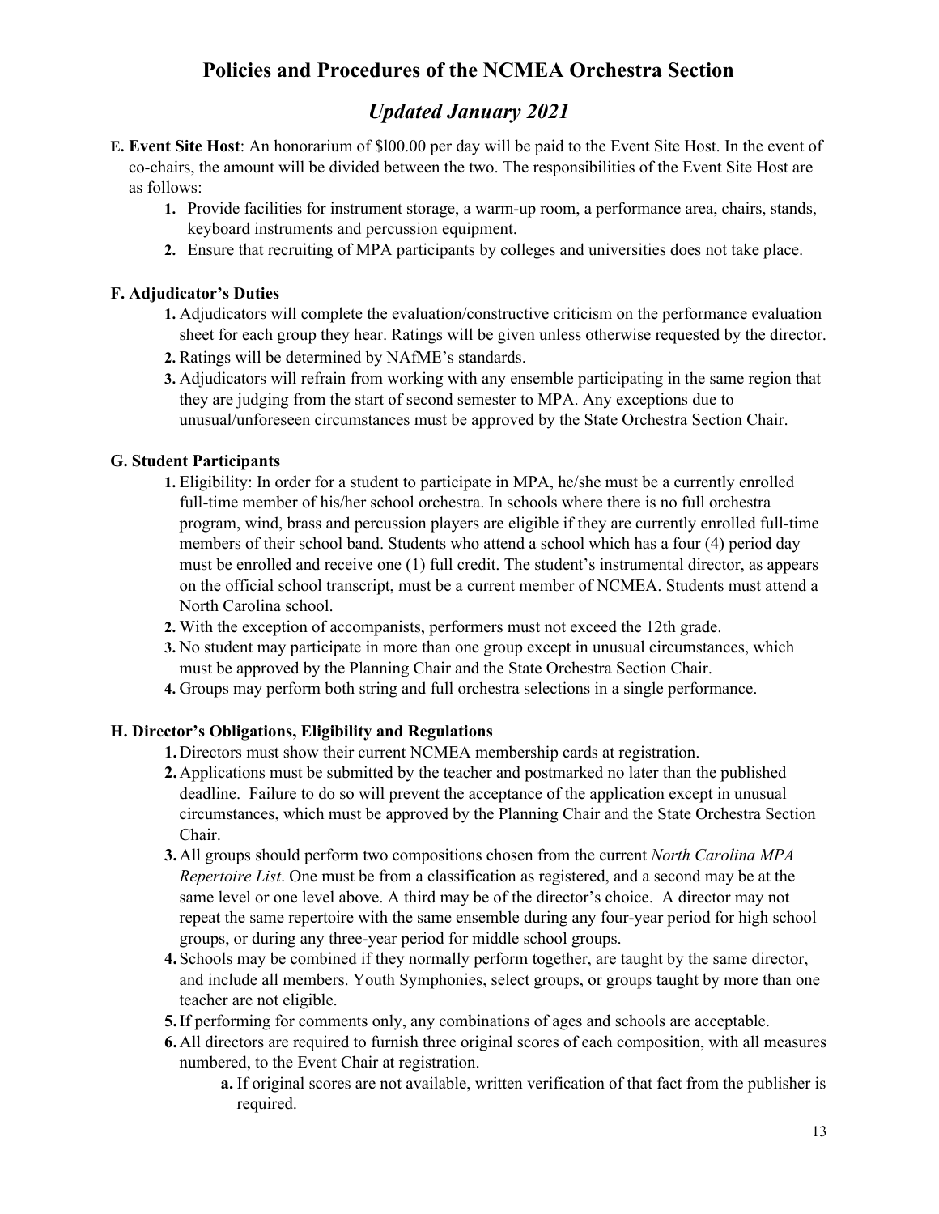# Policies and Procedures of the NCMEA Orchestra Section

## *Updated January 2021*

**E. Event Site Host**: An honorarium of $l00.00 per day will be paid to the Event Site Host. In the event of co-chairs, the amount will be divided between the two. The responsibilities of the Event Site Host are as follows:

1. Provide facilities for instrument storage, a warm-up room, a performance area, chairs, stands, keyboard instruments and percussion equipment.
2. Ensure that recruiting of MPA participants by colleges and universities does not take place.

**F. Adjudicator's Duties**

1. Adjudicators will complete the evaluation/constructive criticism on the performance evaluation sheet for each group they hear. Ratings will be given unless otherwise requested by the director.
2. Ratings will be determined by NAfME's standards.
3. Adjudicators will refrain from working with any ensemble participating in the same region that they are judging from the start of second semester to MPA. Any exceptions due to unusual/unforeseen circumstances must be approved by the State Orchestra Section Chair.

**G. Student Participants**

1. Eligibility: In order for a student to participate in MPA, he/she must be a currently enrolled full-time member of his/her school orchestra. In schools where there is no full orchestra program, wind, brass and percussion players are eligible if they are currently enrolled full-time members of their school band. Students who attend a school which has a four (4) period day must be enrolled and receive one (1) full credit. The student's instrumental director, as appears on the official school transcript, must be a current member of NCMEA. Students must attend a North Carolina school.
2. With the exception of accompanists, performers must not exceed the 12th grade.
3. No student may participate in more than one group except in unusual circumstances, which must be approved by the Planning Chair and the State Orchestra Section Chair.
4. Groups may perform both string and full orchestra selections in a single performance.

**H. Director's Obligations, Eligibility and Regulations**

1. Directors must show their current NCMEA membership cards at registration.
2. Applications must be submitted by the teacher and postmarked no later than the published deadline. Failure to do so will prevent the acceptance of the application except in unusual circumstances, which must be approved by the Planning Chair and the State Orchestra Section Chair.
3. All groups should perform two compositions chosen from the current *North Carolina MPA Repertoire List*. One must be from a classification as registered, and a second may be at the same level or one level above. A third may be of the director's choice. A director may not repeat the same repertoire with the same ensemble during any four-year period for high school groups, or during any three-year period for middle school groups.
4. Schools may be combined if they normally perform together, are taught by the same director, and include all members. Youth Symphonies, select groups, or groups taught by more than one teacher are not eligible.
5. If performing for comments only, any combinations of ages and schools are acceptable.
6. All directors are required to furnish three original scores of each composition, with all measures numbered, to the Event Chair at registration.
   - **a.** If original scores are not available, written verification of that fact from the publisher is required.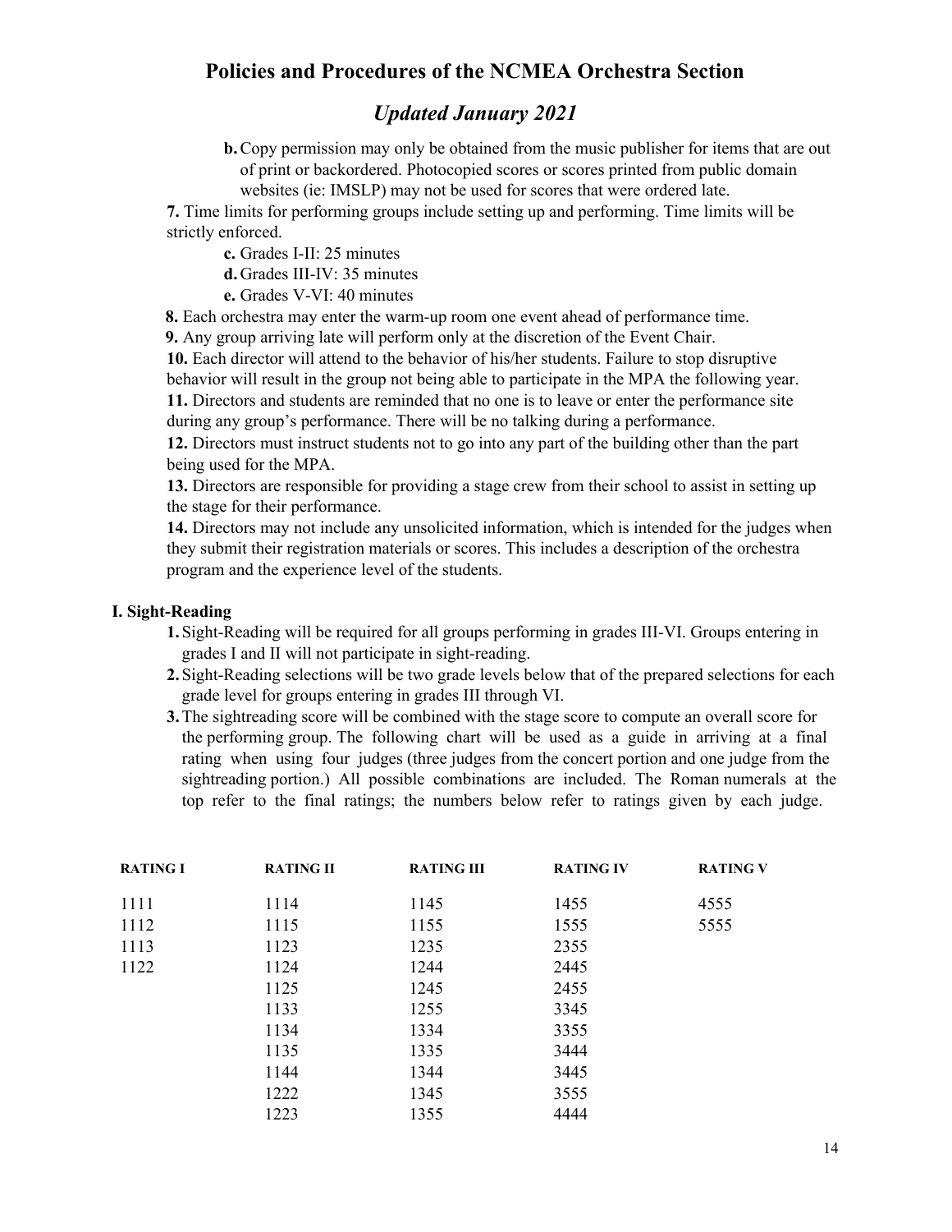# Policies and Procedures of the NCMEA Orchestra Section

## *Updated January 2021*

- **b.** Copy permission may only be obtained from the music publisher for items that are out of print or backordered. Photocopied scores or scores printed from public domain websites (ie: IMSLP) may not be used for scores that were ordered late.

**7.** Time limits for performing groups include setting up and performing. Time limits will be strictly enforced.

- **c.** Grades I-II: 25 minutes
- **d.** Grades III-IV: 35 minutes
- **e.** Grades V-VI: 40 minutes

**8.** Each orchestra may enter the warm-up room one event ahead of performance time.

**9.** Any group arriving late will perform only at the discretion of the Event Chair.

**10.** Each director will attend to the behavior of his/her students. Failure to stop disruptive behavior will result in the group not being able to participate in the MPA the following year.

**11.** Directors and students are reminded that no one is to leave or enter the performance site during any group's performance. There will be no talking during a performance.

**12.** Directors must instruct students not to go into any part of the building other than the part being used for the MPA.

**13.** Directors are responsible for providing a stage crew from their school to assist in setting up the stage for their performance.

**14.** Directors may not include any unsolicited information, which is intended for the judges when they submit their registration materials or scores. This includes a description of the orchestra program and the experience level of the students.

### I. Sight-Reading

1. Sight-Reading will be required for all groups performing in grades III-VI. Groups entering in grades I and II will not participate in sight-reading.
2. Sight-Reading selections will be two grade levels below that of the prepared selections for each grade level for groups entering in grades III through VI.
3. The sightreading score will be combined with the stage score to compute an overall score for the performing group. The following chart will be used as a guide in arriving at a final rating when using four judges (three judges from the concert portion and one judge from the sightreading portion.) All possible combinations are included. The Roman numerals at the top refer to the final ratings; the numbers below refer to ratings given by each judge.

| RATING I | RATING II | RATING III | RATING IV | RATING V |
|---|---|---|---|---|
| 1111 | 1114 | 1145 | 1455 | 4555 |
| 1112 | 1115 | 1155 | 1555 | 5555 |
| 1113 | 1123 | 1235 | 2355 | |
| 1122 | 1124 | 1244 | 2445 | |
| | 1125 | 1245 | 2455 | |
| | 1133 | 1255 | 3345 | |
| | 1134 | 1334 | 3355 | |
| | 1135 | 1335 | 3444 | |
| | 1144 | 1344 | 3445 | |
| | 1222 | 1345 | 3555 | |
| | 1223 | 1355 | 4444 | |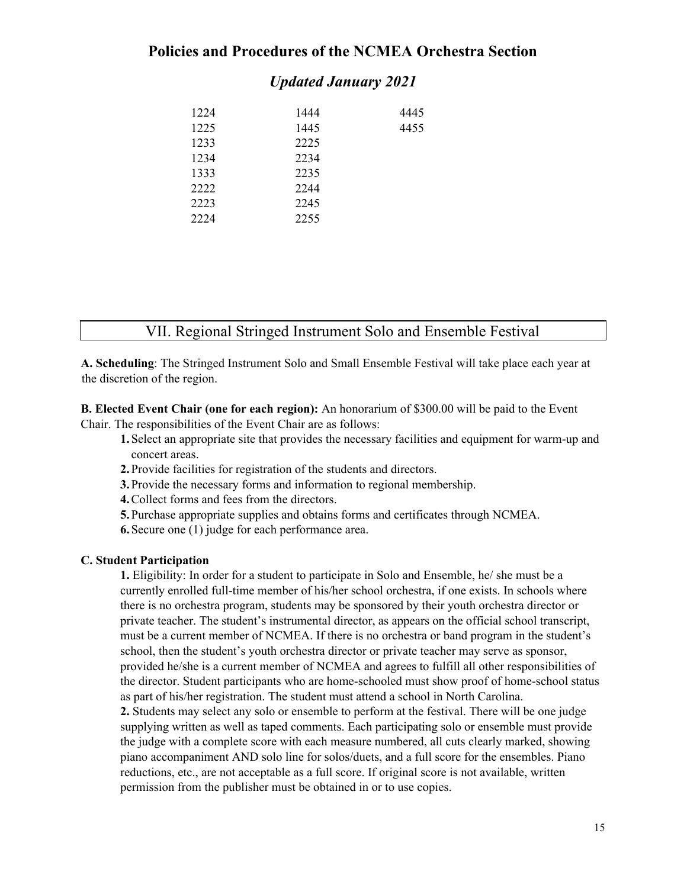# Policies and Procedures of the NCMEA Orchestra Section

## *Updated January 2021*

| | | |
|---|---|---|
| 1224 | 1444 | 4445 |
| 1225 | 1445 | 4455 |
| 1233 | 2225 | |
| 1234 | 2234 | |
| 1333 | 2235 | |
| 2222 | 2244 | |
| 2223 | 2245 | |
| 2224 | 2255 | |

## VII. Regional Stringed Instrument Solo and Ensemble Festival

**A. Scheduling**: The Stringed Instrument Solo and Small Ensemble Festival will take place each year at the discretion of the region.

**B. Elected Event Chair (one for each region):** An honorarium of $300.00 will be paid to the Event Chair. The responsibilities of the Event Chair are as follows:

1. Select an appropriate site that provides the necessary facilities and equipment for warm-up and concert areas.
2. Provide facilities for registration of the students and directors.
3. Provide the necessary forms and information to regional membership.
4. Collect forms and fees from the directors.
5. Purchase appropriate supplies and obtains forms and certificates through NCMEA.
6. Secure one (1) judge for each performance area.

**C. Student Participation**

**1.** Eligibility: In order for a student to participate in Solo and Ensemble, he/ she must be a currently enrolled full-time member of his/her school orchestra, if one exists. In schools where there is no orchestra program, students may be sponsored by their youth orchestra director or private teacher. The student's instrumental director, as appears on the official school transcript, must be a current member of NCMEA. If there is no orchestra or band program in the student's school, then the student's youth orchestra director or private teacher may serve as sponsor, provided he/she is a current member of NCMEA and agrees to fulfill all other responsibilities of the director. Student participants who are home-schooled must show proof of home-school status as part of his/her registration. The student must attend a school in North Carolina.

**2.** Students may select any solo or ensemble to perform at the festival. There will be one judge supplying written as well as taped comments. Each participating solo or ensemble must provide the judge with a complete score with each measure numbered, all cuts clearly marked, showing piano accompaniment AND solo line for solos/duets, and a full score for the ensembles. Piano reductions, etc., are not acceptable as a full score. If original score is not available, written permission from the publisher must be obtained in or to use copies.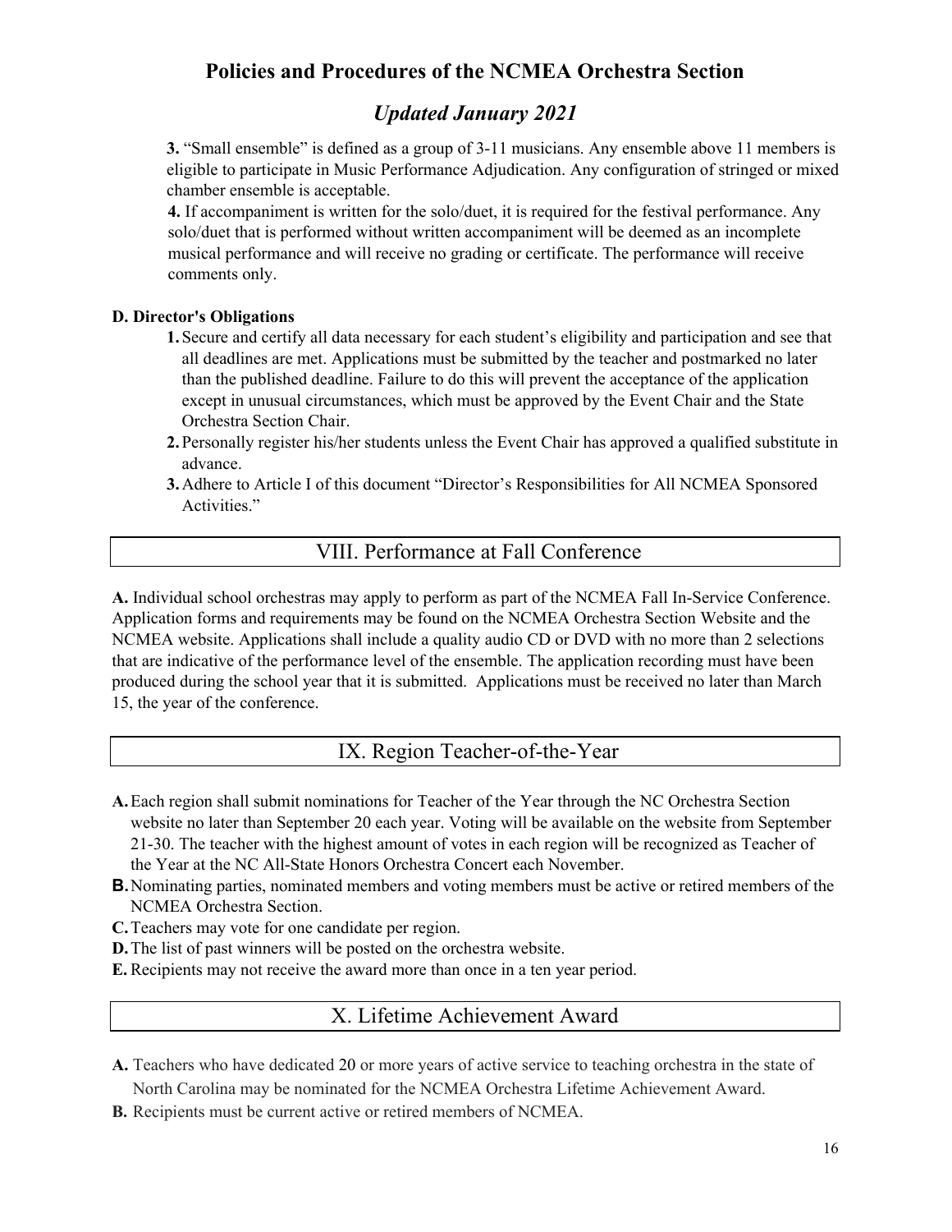3. "Small ensemble" is defined as a group of 3-11 musicians. Any ensemble above 11 members is eligible to participate in Music Performance Adjudication. Any configuration of stringed or mixed chamber ensemble is acceptable.

4. If accompaniment is written for the solo/duet, it is required for the festival performance. Any solo/duet that is performed without written accompaniment will be deemed as an incomplete musical performance and will receive no grading or certificate. The performance will receive comments only.

**D. Director's Obligations**

1. Secure and certify all data necessary for each student's eligibility and participation and see that all deadlines are met. Applications must be submitted by the teacher and postmarked no later than the published deadline. Failure to do this will prevent the acceptance of the application except in unusual circumstances, which must be approved by the Event Chair and the State Orchestra Section Chair.
2. Personally register his/her students unless the Event Chair has approved a qualified substitute in advance.
3. Adhere to Article I of this document "Director's Responsibilities for All NCMEA Sponsored Activities."

## VIII. Performance at Fall Conference

**A.** Individual school orchestras may apply to perform as part of the NCMEA Fall In-Service Conference. Application forms and requirements may be found on the NCMEA Orchestra Section Website and the NCMEA website. Applications shall include a quality audio CD or DVD with no more than 2 selections that are indicative of the performance level of the ensemble. The application recording must have been produced during the school year that it is submitted. Applications must be received no later than March 15, the year of the conference.

## IX. Region Teacher-of-the-Year

**A.** Each region shall submit nominations for Teacher of the Year through the NC Orchestra Section website no later than September 20 each year. Voting will be available on the website from September 21-30. The teacher with the highest amount of votes in each region will be recognized as Teacher of the Year at the NC All-State Honors Orchestra Concert each November.

**B.** Nominating parties, nominated members and voting members must be active or retired members of the NCMEA Orchestra Section.

**C.** Teachers may vote for one candidate per region.

**D.** The list of past winners will be posted on the orchestra website.

**E.** Recipients may not receive the award more than once in a ten year period.

## X. Lifetime Achievement Award

**A.** Teachers who have dedicated 20 or more years of active service to teaching orchestra in the state of North Carolina may be nominated for the NCMEA Orchestra Lifetime Achievement Award.

**B.** Recipients must be current active or retired members of NCMEA.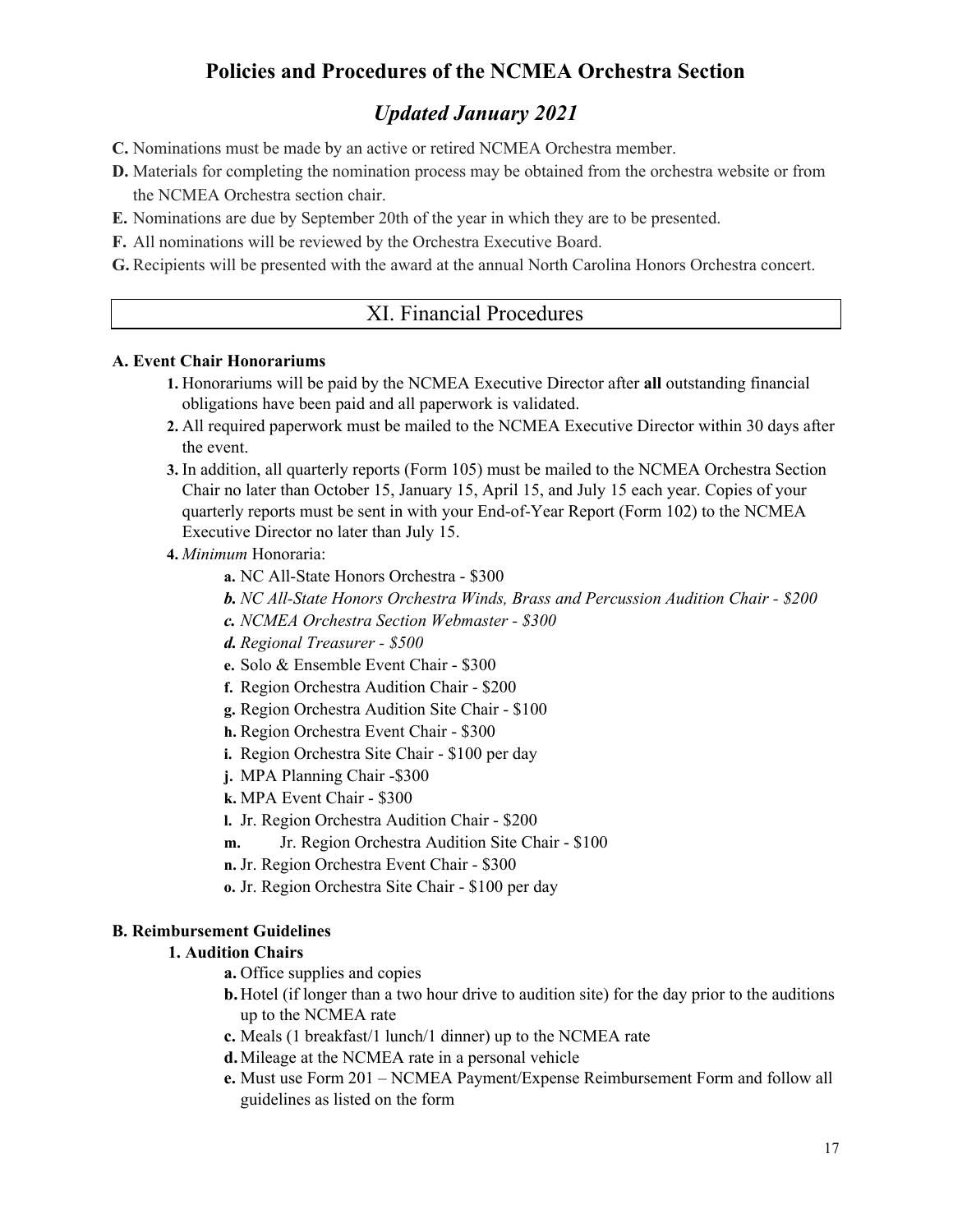**C.** Nominations must be made by an active or retired NCMEA Orchestra member.

**D.** Materials for completing the nomination process may be obtained from the orchestra website or from the NCMEA Orchestra section chair.

**E.** Nominations are due by September 20th of the year in which they are to be presented.

**F.** All nominations will be reviewed by the Orchestra Executive Board.

**G.** Recipients will be presented with the award at the annual North Carolina Honors Orchestra concert.

## XI. Financial Procedures

**A. Event Chair Honorariums**

1. Honorariums will be paid by the NCMEA Executive Director after **all** outstanding financial obligations have been paid and all paperwork is validated.
2. All required paperwork must be mailed to the NCMEA Executive Director within 30 days after the event.
3. In addition, all quarterly reports (Form 105) must be mailed to the NCMEA Orchestra Section Chair no later than October 15, January 15, April 15, and July 15 each year. Copies of your quarterly reports must be sent in with your End-of-Year Report (Form 102) to the NCMEA Executive Director no later than July 15.
4. *Minimum* Honoraria:
   - **a.** NC All-State Honors Orchestra - $300
   - ***b.*** *NC All-State Honors Orchestra Winds, Brass and Percussion Audition Chair - $200*
   - ***c.*** *NCMEA Orchestra Section Webmaster - $300*
   - ***d.*** *Regional Treasurer - $500*
   - **e.** Solo & Ensemble Event Chair - $300
   - **f.** Region Orchestra Audition Chair - $200
   - **g.** Region Orchestra Audition Site Chair - $100
   - **h.** Region Orchestra Event Chair - $300
   - **i.** Region Orchestra Site Chair - $100 per day
   - **j.** MPA Planning Chair -$300
   - **k.** MPA Event Chair - $300
   - **l.** Jr. Region Orchestra Audition Chair - $200
   - **m.** Jr. Region Orchestra Audition Site Chair - $100
   - **n.** Jr. Region Orchestra Event Chair - $300
   - **o.** Jr. Region Orchestra Site Chair - $100 per day

**B. Reimbursement Guidelines**

**1. Audition Chairs**

- **a.** Office supplies and copies
- **b.** Hotel (if longer than a two hour drive to audition site) for the day prior to the auditions up to the NCMEA rate
- **c.** Meals (1 breakfast/1 lunch/1 dinner) up to the NCMEA rate
- **d.** Mileage at the NCMEA rate in a personal vehicle
- **e.** Must use Form 201 – NCMEA Payment/Expense Reimbursement Form and follow all guidelines as listed on the form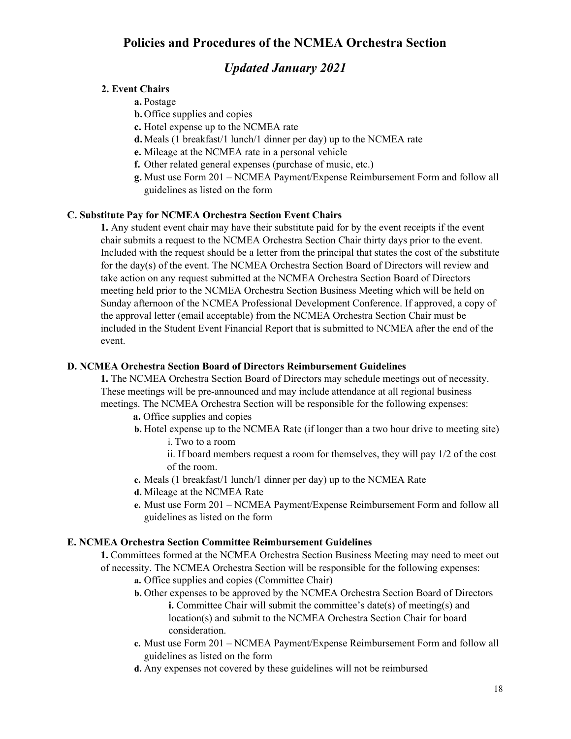# Policies and Procedures of the NCMEA Orchestra Section

## *Updated January 2021*

**2. Event Chairs**

- **a.** Postage
- **b.** Office supplies and copies
- **c.** Hotel expense up to the NCMEA rate
- **d.** Meals (1 breakfast/1 lunch/1 dinner per day) up to the NCMEA rate
- **e.** Mileage at the NCMEA rate in a personal vehicle
- **f.** Other related general expenses (purchase of music, etc.)
- **g.** Must use Form 201 – NCMEA Payment/Expense Reimbursement Form and follow all guidelines as listed on the form

### C. Substitute Pay for NCMEA Orchestra Section Event Chairs

**1.** Any student event chair may have their substitute paid for by the event receipts if the event chair submits a request to the NCMEA Orchestra Section Chair thirty days prior to the event. Included with the request should be a letter from the principal that states the cost of the substitute for the day(s) of the event. The NCMEA Orchestra Section Board of Directors will review and take action on any request submitted at the NCMEA Orchestra Section Board of Directors meeting held prior to the NCMEA Orchestra Section Business Meeting which will be held on Sunday afternoon of the NCMEA Professional Development Conference. If approved, a copy of the approval letter (email acceptable) from the NCMEA Orchestra Section Chair must be included in the Student Event Financial Report that is submitted to NCMEA after the end of the event.

### D. NCMEA Orchestra Section Board of Directors Reimbursement Guidelines

**1.** The NCMEA Orchestra Section Board of Directors may schedule meetings out of necessity. These meetings will be pre-announced and may include attendance at all regional business meetings. The NCMEA Orchestra Section will be responsible for the following expenses:

- **a.** Office supplies and copies
- **b.** Hotel expense up to the NCMEA Rate (if longer than a two hour drive to meeting site)
  - i. Two to a room
  - ii. If board members request a room for themselves, they will pay 1/2 of the cost of the room.
- **c.** Meals (1 breakfast/1 lunch/1 dinner per day) up to the NCMEA Rate
- **d.** Mileage at the NCMEA Rate
- **e.** Must use Form 201 – NCMEA Payment/Expense Reimbursement Form and follow all guidelines as listed on the form

### E. NCMEA Orchestra Section Committee Reimbursement Guidelines

**1.** Committees formed at the NCMEA Orchestra Section Business Meeting may need to meet out of necessity. The NCMEA Orchestra Section will be responsible for the following expenses:

- **a.** Office supplies and copies (Committee Chair)
- **b.** Other expenses to be approved by the NCMEA Orchestra Section Board of Directors
  - **i.** Committee Chair will submit the committee's date(s) of meeting(s) and location(s) and submit to the NCMEA Orchestra Section Chair for board consideration.
- **c.** Must use Form 201 – NCMEA Payment/Expense Reimbursement Form and follow all guidelines as listed on the form
- **d.** Any expenses not covered by these guidelines will not be reimbursed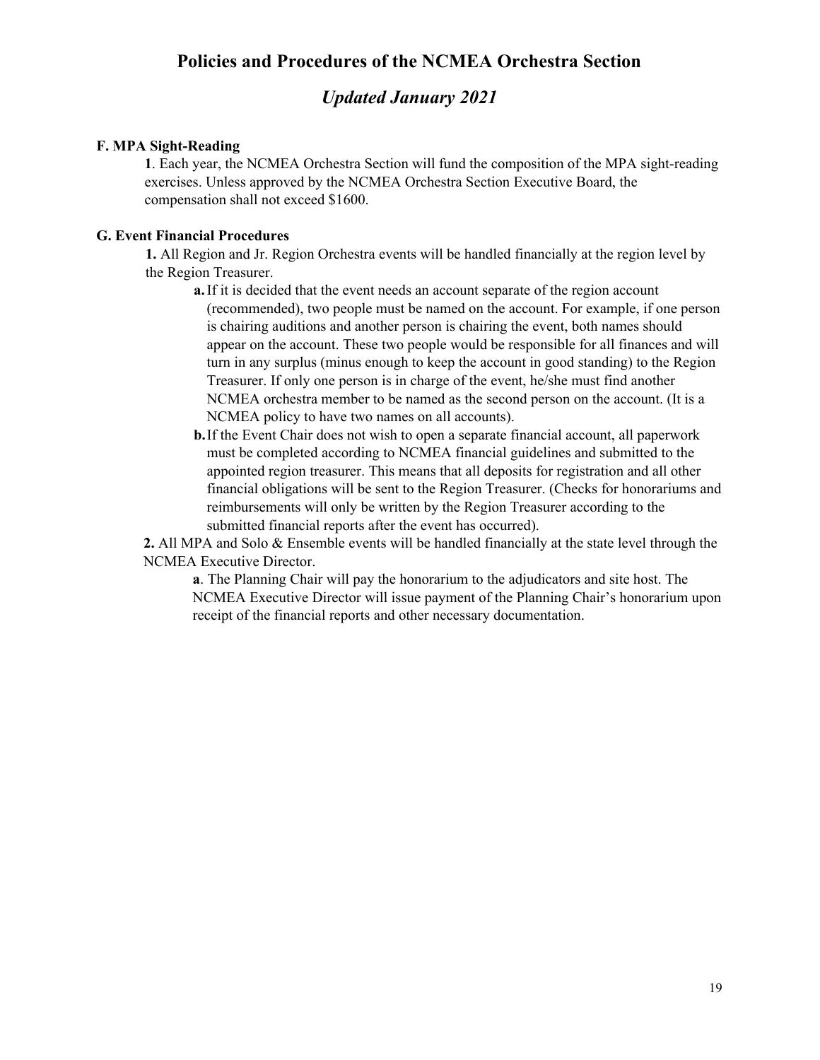# Policies and Procedures of the NCMEA Orchestra Section

## *Updated January 2021*

**F. MPA Sight-Reading**

**1**. Each year, the NCMEA Orchestra Section will fund the composition of the MPA sight-reading exercises. Unless approved by the NCMEA Orchestra Section Executive Board, the compensation shall not exceed $1600.

**G. Event Financial Procedures**

**1.** All Region and Jr. Region Orchestra events will be handled financially at the region level by the Region Treasurer.

- **a.** If it is decided that the event needs an account separate of the region account (recommended), two people must be named on the account. For example, if one person is chairing auditions and another person is chairing the event, both names should appear on the account. These two people would be responsible for all finances and will turn in any surplus (minus enough to keep the account in good standing) to the Region Treasurer. If only one person is in charge of the event, he/she must find another NCMEA orchestra member to be named as the second person on the account. (It is a NCMEA policy to have two names on all accounts).
- **b.** If the Event Chair does not wish to open a separate financial account, all paperwork must be completed according to NCMEA financial guidelines and submitted to the appointed region treasurer. This means that all deposits for registration and all other financial obligations will be sent to the Region Treasurer. (Checks for honorariums and reimbursements will only be written by the Region Treasurer according to the submitted financial reports after the event has occurred).

**2.** All MPA and Solo & Ensemble events will be handled financially at the state level through the NCMEA Executive Director.

- **a**. The Planning Chair will pay the honorarium to the adjudicators and site host. The NCMEA Executive Director will issue payment of the Planning Chair's honorarium upon receipt of the financial reports and other necessary documentation.